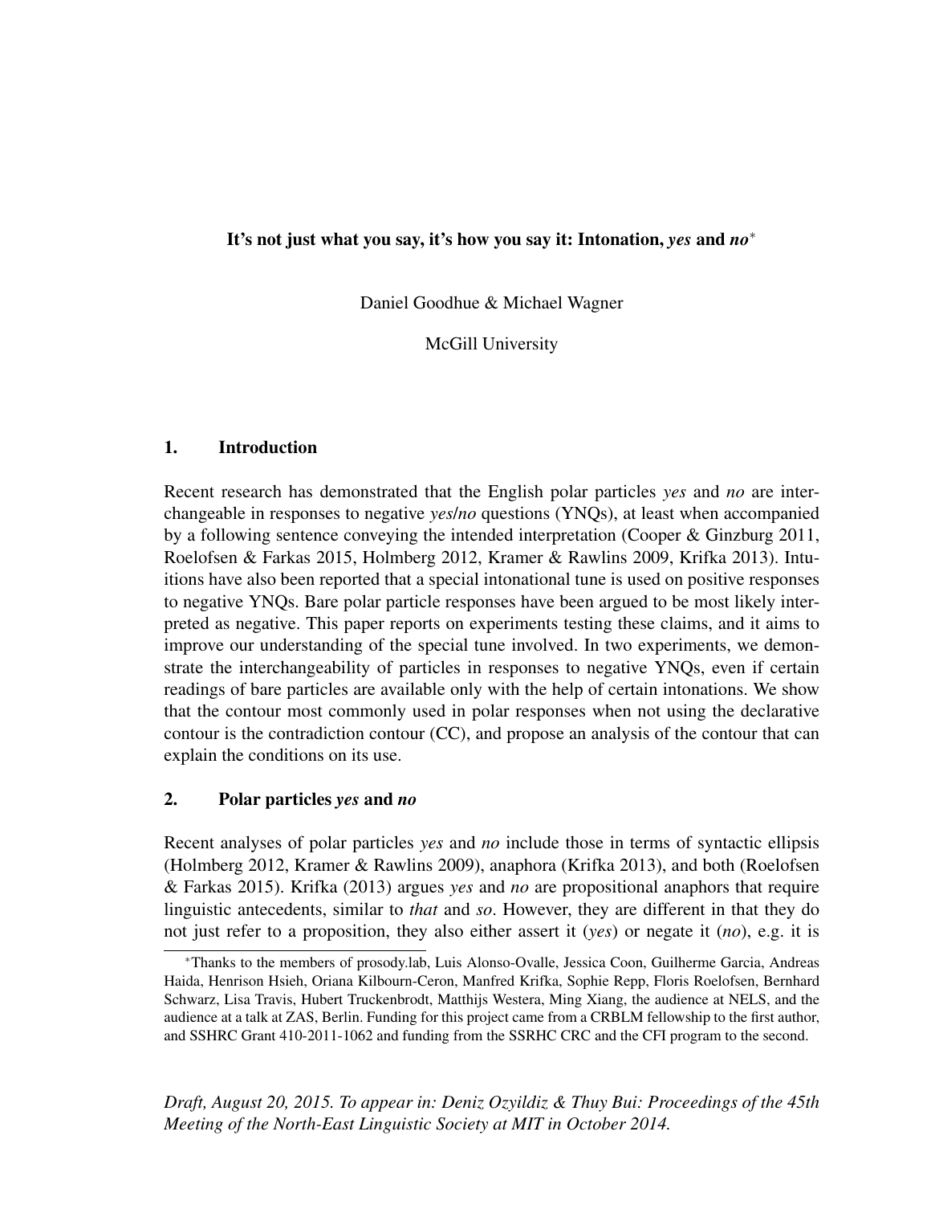**It's not just what you say, it's how you say it: Intonation, *yes* and *no****

Daniel Goodhue & Michael Wagner

McGill University

## 1. Introduction

Recent research has demonstrated that the English polar particles *yes* and *no* are interchangeable in responses to negative *yes/no* questions (YNQs), at least when accompanied by a following sentence conveying the intended interpretation (Cooper & Ginzburg 2011, Roelofsen & Farkas 2015, Holmberg 2012, Kramer & Rawlins 2009, Krifka 2013). Intuitions have also been reported that a special intonational tune is used on positive responses to negative YNQs. Bare polar particle responses have been argued to be most likely interpreted as negative. This paper reports on experiments testing these claims, and it aims to improve our understanding of the special tune involved. In two experiments, we demonstrate the interchangeability of particles in responses to negative YNQs, even if certain readings of bare particles are available only with the help of certain intonations. We show that the contour most commonly used in polar responses when not using the declarative contour is the contradiction contour (CC), and propose an analysis of the contour that can explain the conditions on its use.

## 2. Polar particles *yes* and *no*

Recent analyses of polar particles *yes* and *no* include those in terms of syntactic ellipsis (Holmberg 2012, Kramer & Rawlins 2009), anaphora (Krifka 2013), and both (Roelofsen & Farkas 2015). Krifka (2013) argues *yes* and *no* are propositional anaphors that require linguistic antecedents, similar to *that* and *so*. However, they are different in that they do not just refer to a proposition, they also either assert it (*yes*) or negate it (*no*), e.g. it is

*Thanks to the members of prosody.lab, Luis Alonso-Ovalle, Jessica Coon, Guilherme Garcia, Andreas Haida, Henrison Hsieh, Oriana Kilbourn-Ceron, Manfred Krifka, Sophie Repp, Floris Roelofsen, Bernhard Schwarz, Lisa Travis, Hubert Truckenbrodt, Matthijs Westera, Ming Xiang, the audience at NELS, and the audience at a talk at ZAS, Berlin. Funding for this project came from a CRBLM fellowship to the first author, and SSHRC Grant 410-2011-1062 and funding from the SSRHC CRC and the CFI program to the second.

*Draft, August 20, 2015. To appear in: Deniz Ozyildiz & Thuy Bui: Proceedings of the 45th Meeting of the North-East Linguistic Society at MIT in October 2014.*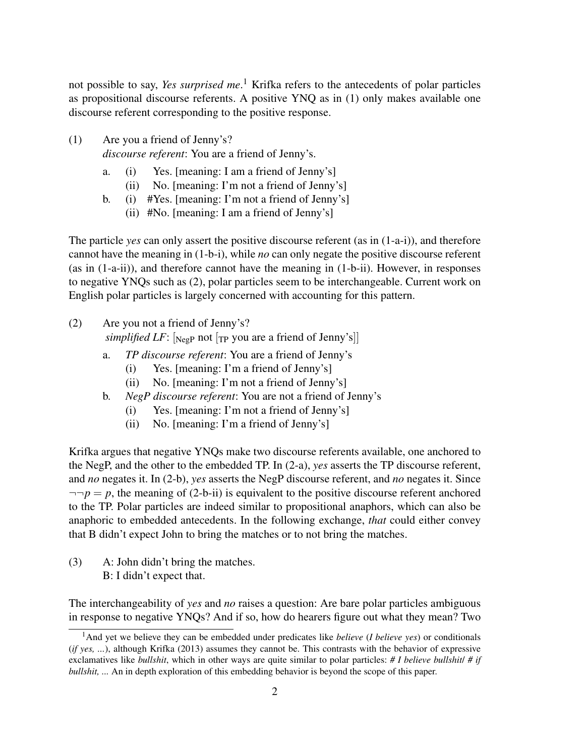not possible to say, *Yes surprised me*.[1] Krifka refers to the antecedents of polar particles as propositional discourse referents. A positive YNQ as in (1) only makes available one discourse referent corresponding to the positive response.

(1) Are you a friend of Jenny's?
*discourse referent*: You are a friend of Jenny's.

- a. (i) Yes. [meaning: I am a friend of Jenny's]
  - (ii) No. [meaning: I'm not a friend of Jenny's]
- b. (i) #Yes. [meaning: I'm not a friend of Jenny's]
  - (ii) #No. [meaning: I am a friend of Jenny's]

The particle *yes* can only assert the positive discourse referent (as in (1-a-i)), and therefore cannot have the meaning in (1-b-i), while *no* can only negate the positive discourse referent (as in (1-a-ii)), and therefore cannot have the meaning in (1-b-ii). However, in responses to negative YNQs such as (2), polar particles seem to be interchangeable. Current work on English polar particles is largely concerned with accounting for this pattern.

(2) Are you not a friend of Jenny's?
*simplified LF*: $[_{\text{NegP}}$ not $[_{\text{TP}}$ you are a friend of Jenny's$]]$

- a. *TP discourse referent*: You are a friend of Jenny's
  - (i) Yes. [meaning: I'm a friend of Jenny's]
  - (ii) No. [meaning: I'm not a friend of Jenny's]
- b. *NegP discourse referent*: You are not a friend of Jenny's
  - (i) Yes. [meaning: I'm not a friend of Jenny's]
  - (ii) No. [meaning: I'm a friend of Jenny's]

Krifka argues that negative YNQs make two discourse referents available, one anchored to the NegP, and the other to the embedded TP. In (2-a), *yes* asserts the TP discourse referent, and *no* negates it. In (2-b), *yes* asserts the NegP discourse referent, and *no* negates it. Since $\neg\neg p = p$, the meaning of (2-b-ii) is equivalent to the positive discourse referent anchored to the TP. Polar particles are indeed similar to propositional anaphors, which can also be anaphoric to embedded antecedents. In the following exchange, *that* could either convey that B didn't expect John to bring the matches or to not bring the matches.

(3) A: John didn't bring the matches.
B: I didn't expect that.

The interchangeability of *yes* and *no* raises a question: Are bare polar particles ambiguous in response to negative YNQs? And if so, how do hearers figure out what they mean? Two

[1] And yet we believe they can be embedded under predicates like *believe* (*I believe yes*) or conditionals (*if yes, ...*), although Krifka (2013) assumes they cannot be. This contrasts with the behavior of expressive exclamatives like *bullshit*, which in other ways are quite similar to polar particles: *# I believe bullshit*/ *# if bullshit, ...* An in depth exploration of this embedding behavior is beyond the scope of this paper.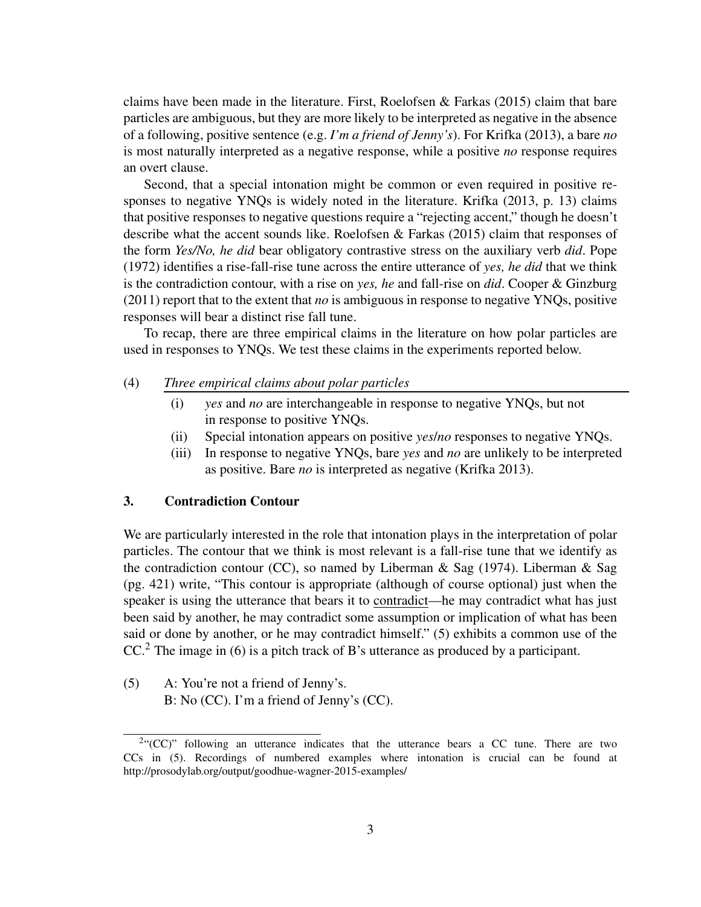claims have been made in the literature. First, Roelofsen & Farkas (2015) claim that bare particles are ambiguous, but they are more likely to be interpreted as negative in the absence of a following, positive sentence (e.g. *I'm a friend of Jenny's*). For Krifka (2013), a bare *no* is most naturally interpreted as a negative response, while a positive *no* response requires an overt clause.

Second, that a special intonation might be common or even required in positive responses to negative YNQs is widely noted in the literature. Krifka (2013, p. 13) claims that positive responses to negative questions require a "rejecting accent," though he doesn't describe what the accent sounds like. Roelofsen & Farkas (2015) claim that responses of the form *Yes/No, he did* bear obligatory contrastive stress on the auxiliary verb *did*. Pope (1972) identifies a rise-fall-rise tune across the entire utterance of *yes, he did* that we think is the contradiction contour, with a rise on *yes, he* and fall-rise on *did*. Cooper & Ginzburg (2011) report that to the extent that *no* is ambiguous in response to negative YNQs, positive responses will bear a distinct rise fall tune.

To recap, there are three empirical claims in the literature on how polar particles are used in responses to YNQs. We test these claims in the experiments reported below.

(4) *Three empirical claims about polar particles*

- (i) *yes* and *no* are interchangeable in response to negative YNQs, but not in response to positive YNQs.
- (ii) Special intonation appears on positive *yes*/*no* responses to negative YNQs.
- (iii) In response to negative YNQs, bare *yes* and *no* are unlikely to be interpreted as positive. Bare *no* is interpreted as negative (Krifka 2013).

## 3. Contradiction Contour

We are particularly interested in the role that intonation plays in the interpretation of polar particles. The contour that we think is most relevant is a fall-rise tune that we identify as the contradiction contour (CC), so named by Liberman & Sag (1974). Liberman & Sag (pg. 421) write, "This contour is appropriate (although of course optional) just when the speaker is using the utterance that bears it to contradict—he may contradict what has just been said by another, he may contradict some assumption or implication of what has been said or done by another, or he may contradict himself." (5) exhibits a common use of the CC.[2] The image in (6) is a pitch track of B's utterance as produced by a participant.

(5) A: You're not a friend of Jenny's.
B: No (CC). I'm a friend of Jenny's (CC).

[2] "(CC)" following an utterance indicates that the utterance bears a CC tune. There are two CCs in (5). Recordings of numbered examples where intonation is crucial can be found at http://prosodylab.org/output/goodhue-wagner-2015-examples/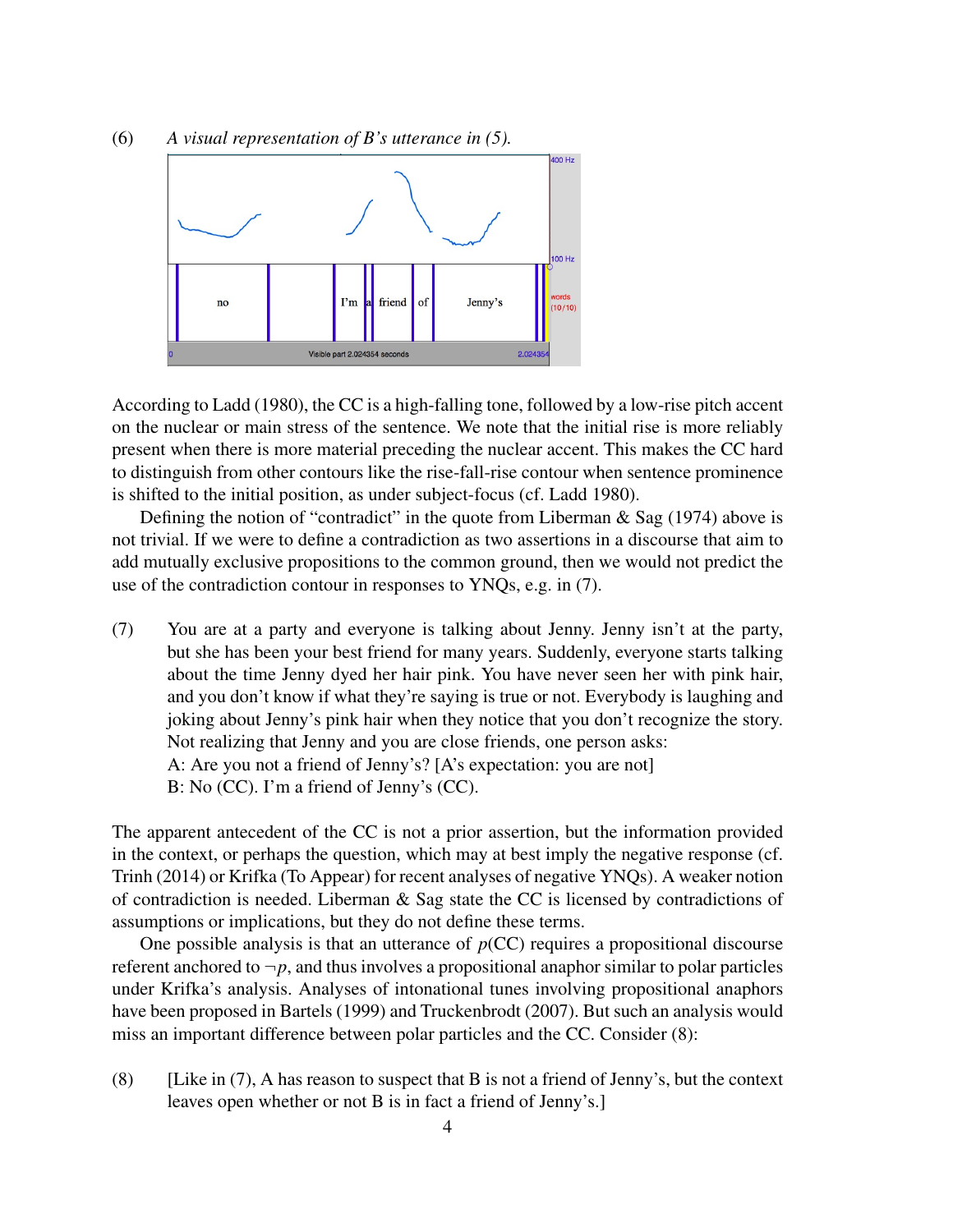(6) *A visual representation of B's utterance in (5).*

According to Ladd (1980), the CC is a high-falling tone, followed by a low-rise pitch accent on the nuclear or main stress of the sentence. We note that the initial rise is more reliably present when there is more material preceding the nuclear accent. This makes the CC hard to distinguish from other contours like the rise-fall-rise contour when sentence prominence is shifted to the initial position, as under subject-focus (cf. Ladd 1980).

Defining the notion of "contradict" in the quote from Liberman & Sag (1974) above is not trivial. If we were to define a contradiction as two assertions in a discourse that aim to add mutually exclusive propositions to the common ground, then we would not predict the use of the contradiction contour in responses to YNQs, e.g. in (7).

(7) You are at a party and everyone is talking about Jenny. Jenny isn't at the party, but she has been your best friend for many years. Suddenly, everyone starts talking about the time Jenny dyed her hair pink. You have never seen her with pink hair, and you don't know if what they're saying is true or not. Everybody is laughing and joking about Jenny's pink hair when they notice that you don't recognize the story. Not realizing that Jenny and you are close friends, one person asks:
A: Are you not a friend of Jenny's? [A's expectation: you are not]
B: No (CC). I'm a friend of Jenny's (CC).

The apparent antecedent of the CC is not a prior assertion, but the information provided in the context, or perhaps the question, which may at best imply the negative response (cf. Trinh (2014) or Krifka (To Appear) for recent analyses of negative YNQs). A weaker notion of contradiction is needed. Liberman & Sag state the CC is licensed by contradictions of assumptions or implications, but they do not define these terms.

One possible analysis is that an utterance of $p$(CC) requires a propositional discourse referent anchored to $\neg p$, and thus involves a propositional anaphor similar to polar particles under Krifka's analysis. Analyses of intonational tunes involving propositional anaphors have been proposed in Bartels (1999) and Truckenbrodt (2007). But such an analysis would miss an important difference between polar particles and the CC. Consider (8):

(8) [Like in (7), A has reason to suspect that B is not a friend of Jenny's, but the context leaves open whether or not B is in fact a friend of Jenny's.]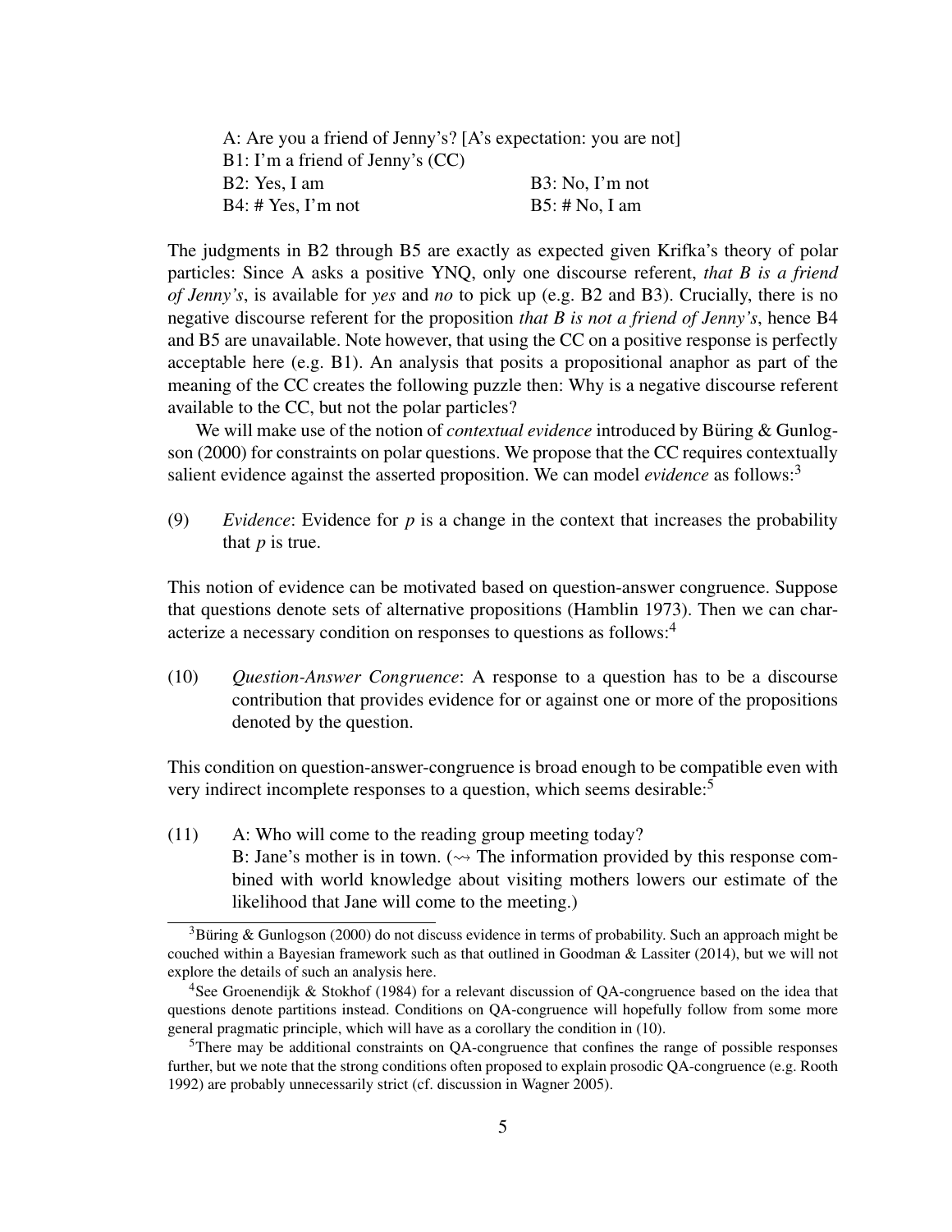A: Are you a friend of Jenny's? [A's expectation: you are not]
B1: I'm a friend of Jenny's (CC)
B2: Yes, I am  B3: No, I'm not
B4: # Yes, I'm not  B5: # No, I am

The judgments in B2 through B5 are exactly as expected given Krifka's theory of polar particles: Since A asks a positive YNQ, only one discourse referent, *that B is a friend of Jenny's*, is available for *yes* and *no* to pick up (e.g. B2 and B3). Crucially, there is no negative discourse referent for the proposition *that B is not a friend of Jenny's*, hence B4 and B5 are unavailable. Note however, that using the CC on a positive response is perfectly acceptable here (e.g. B1). An analysis that posits a propositional anaphor as part of the meaning of the CC creates the following puzzle then: Why is a negative discourse referent available to the CC, but not the polar particles?

We will make use of the notion of *contextual evidence* introduced by Büring & Gunlogson (2000) for constraints on polar questions. We propose that the CC requires contextually salient evidence against the asserted proposition. We can model *evidence* as follows:[3]

(9) *Evidence*: Evidence for $p$ is a change in the context that increases the probability that $p$ is true.

This notion of evidence can be motivated based on question-answer congruence. Suppose that questions denote sets of alternative propositions (Hamblin 1973). Then we can characterize a necessary condition on responses to questions as follows:[4]

(10) *Question-Answer Congruence*: A response to a question has to be a discourse contribution that provides evidence for or against one or more of the propositions denoted by the question.

This condition on question-answer-congruence is broad enough to be compatible even with very indirect incomplete responses to a question, which seems desirable:[5]

(11) A: Who will come to the reading group meeting today?
B: Jane's mother is in town. ($\rightsquigarrow$ The information provided by this response combined with world knowledge about visiting mothers lowers our estimate of the likelihood that Jane will come to the meeting.)

---

[3] Büring & Gunlogson (2000) do not discuss evidence in terms of probability. Such an approach might be couched within a Bayesian framework such as that outlined in Goodman & Lassiter (2014), but we will not explore the details of such an analysis here.

[4] See Groenendijk & Stokhof (1984) for a relevant discussion of QA-congruence based on the idea that questions denote partitions instead. Conditions on QA-congruence will hopefully follow from some more general pragmatic principle, which will have as a corollary the condition in (10).

[5] There may be additional constraints on QA-congruence that confines the range of possible responses further, but we note that the strong conditions often proposed to explain prosodic QA-congruence (e.g. Rooth 1992) are probably unnecessarily strict (cf. discussion in Wagner 2005).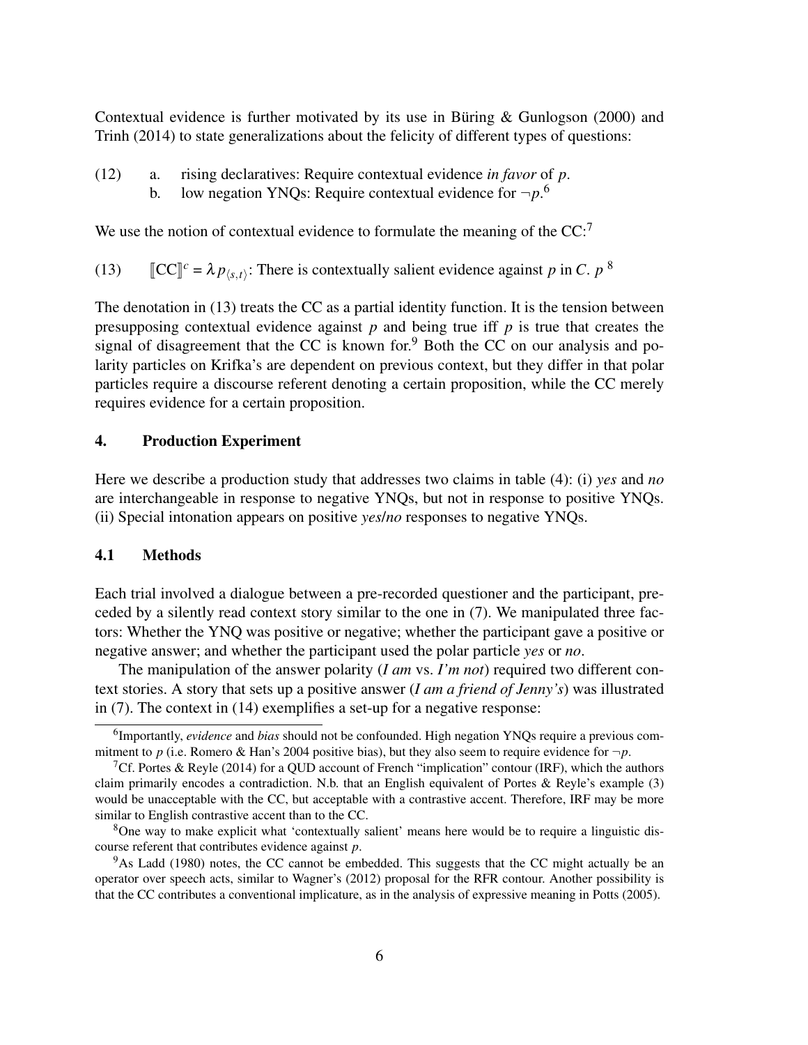Contextual evidence is further motivated by its use in Büring & Gunlogson (2000) and Trinh (2014) to state generalizations about the felicity of different types of questions:

(12) a. rising declaratives: Require contextual evidence *in favor* of $p$.
 b. low negation YNQs: Require contextual evidence for $\neg p$.[6]

We use the notion of contextual evidence to formulate the meaning of the CC:[7]

(13) $[\![\text{CC}]\!]^c = \lambda p_{\langle s,t \rangle}$: There is contextually salient evidence against $p$ in $C$. $p$ [8]

The denotation in (13) treats the CC as a partial identity function. It is the tension between presupposing contextual evidence against $p$ and being true iff $p$ is true that creates the signal of disagreement that the CC is known for.[9] Both the CC on our analysis and polarity particles on Krifka's are dependent on previous context, but they differ in that polar particles require a discourse referent denoting a certain proposition, while the CC merely requires evidence for a certain proposition.

## 4. Production Experiment

Here we describe a production study that addresses two claims in table (4): (i) *yes* and *no* are interchangeable in response to negative YNQs, but not in response to positive YNQs. (ii) Special intonation appears on positive *yes*/*no* responses to negative YNQs.

### 4.1 Methods

Each trial involved a dialogue between a pre-recorded questioner and the participant, preceded by a silently read context story similar to the one in (7). We manipulated three factors: Whether the YNQ was positive or negative; whether the participant gave a positive or negative answer; and whether the participant used the polar particle *yes* or *no*.

The manipulation of the answer polarity (*I am* vs. *I'm not*) required two different context stories. A story that sets up a positive answer (*I am a friend of Jenny's*) was illustrated in (7). The context in (14) exemplifies a set-up for a negative response:

---

[6] Importantly, *evidence* and *bias* should not be confounded. High negation YNQs require a previous commitment to $p$ (i.e. Romero & Han's 2004 positive bias), but they also seem to require evidence for $\neg p$.

[7] Cf. Portes & Reyle (2014) for a QUD account of French "implication" contour (IRF), which the authors claim primarily encodes a contradiction. N.b. that an English equivalent of Portes & Reyle's example (3) would be unacceptable with the CC, but acceptable with a contrastive accent. Therefore, IRF may be more similar to English contrastive accent than to the CC.

[8] One way to make explicit what 'contextually salient' means here would be to require a linguistic discourse referent that contributes evidence against $p$.

[9] As Ladd (1980) notes, the CC cannot be embedded. This suggests that the CC might actually be an operator over speech acts, similar to Wagner's (2012) proposal for the RFR contour. Another possibility is that the CC contributes a conventional implicature, as in the analysis of expressive meaning in Potts (2005).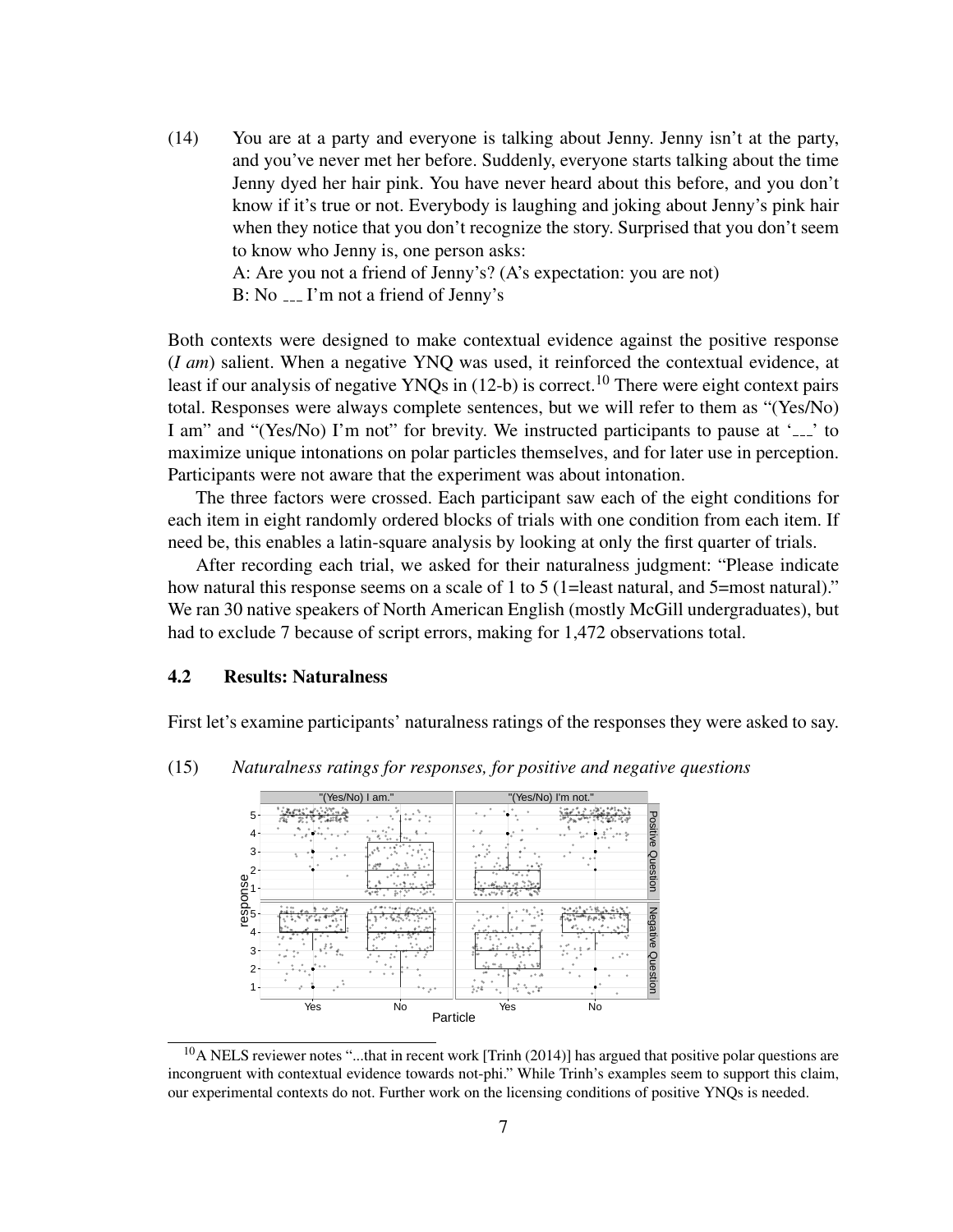(14) You are at a party and everyone is talking about Jenny. Jenny isn't at the party, and you've never met her before. Suddenly, everyone starts talking about the time Jenny dyed her hair pink. You have never heard about this before, and you don't know if it's true or not. Everybody is laughing and joking about Jenny's pink hair when they notice that you don't recognize the story. Surprised that you don't seem to know who Jenny is, one person asks:

A: Are you not a friend of Jenny's? (A's expectation: you are not)

B: No ___ I'm not a friend of Jenny's

Both contexts were designed to make contextual evidence against the positive response (*I am*) salient. When a negative YNQ was used, it reinforced the contextual evidence, at least if our analysis of negative YNQs in (12-b) is correct.[10] There were eight context pairs total. Responses were always complete sentences, but we will refer to them as "(Yes/No) I am" and "(Yes/No) I'm not" for brevity. We instructed participants to pause at '___' to maximize unique intonations on polar particles themselves, and for later use in perception. Participants were not aware that the experiment was about intonation.

The three factors were crossed. Each participant saw each of the eight conditions for each item in eight randomly ordered blocks of trials with one condition from each item. If need be, this enables a latin-square analysis by looking at only the first quarter of trials.

After recording each trial, we asked for their naturalness judgment: "Please indicate how natural this response seems on a scale of 1 to 5 (1=least natural, and 5=most natural)." We ran 30 native speakers of North American English (mostly McGill undergraduates), but had to exclude 7 because of script errors, making for 1,472 observations total.

### 4.2 Results: Naturalness

First let's examine participants' naturalness ratings of the responses they were asked to say.

(15) *Naturalness ratings for responses, for positive and negative questions*

[10] A NELS reviewer notes "...that in recent work [Trinh (2014)] has argued that positive polar questions are incongruent with contextual evidence towards not-phi." While Trinh's examples seem to support this claim, our experimental contexts do not. Further work on the licensing conditions of positive YNQs is needed.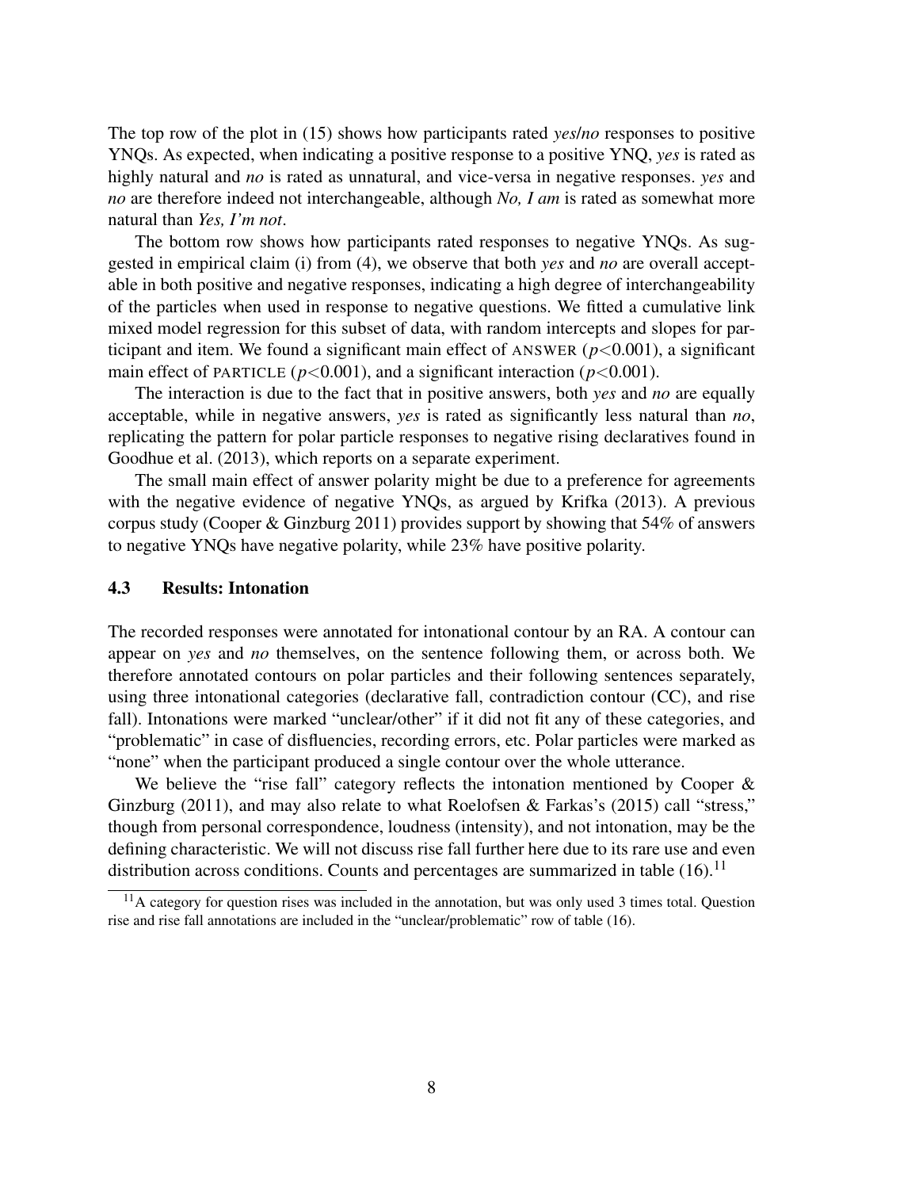The top row of the plot in (15) shows how participants rated *yes*/*no* responses to positive YNQs. As expected, when indicating a positive response to a positive YNQ, *yes* is rated as highly natural and *no* is rated as unnatural, and vice-versa in negative responses. *yes* and *no* are therefore indeed not interchangeable, although *No, I am* is rated as somewhat more natural than *Yes, I'm not*.

The bottom row shows how participants rated responses to negative YNQs. As suggested in empirical claim (i) from (4), we observe that both *yes* and *no* are overall acceptable in both positive and negative responses, indicating a high degree of interchangeability of the particles when used in response to negative questions. We fitted a cumulative link mixed model regression for this subset of data, with random intercepts and slopes for participant and item. We found a significant main effect of ANSWER ($p<0.001$), a significant main effect of PARTICLE ($p<0.001$), and a significant interaction ($p<0.001$).

The interaction is due to the fact that in positive answers, both *yes* and *no* are equally acceptable, while in negative answers, *yes* is rated as significantly less natural than *no*, replicating the pattern for polar particle responses to negative rising declaratives found in Goodhue et al. (2013), which reports on a separate experiment.

The small main effect of answer polarity might be due to a preference for agreements with the negative evidence of negative YNQs, as argued by Krifka (2013). A previous corpus study (Cooper & Ginzburg 2011) provides support by showing that 54% of answers to negative YNQs have negative polarity, while 23% have positive polarity.

### 4.3 Results: Intonation

The recorded responses were annotated for intonational contour by an RA. A contour can appear on *yes* and *no* themselves, on the sentence following them, or across both. We therefore annotated contours on polar particles and their following sentences separately, using three intonational categories (declarative fall, contradiction contour (CC), and rise fall). Intonations were marked "unclear/other" if it did not fit any of these categories, and "problematic" in case of disfluencies, recording errors, etc. Polar particles were marked as "none" when the participant produced a single contour over the whole utterance.

We believe the "rise fall" category reflects the intonation mentioned by Cooper & Ginzburg (2011), and may also relate to what Roelofsen & Farkas's (2015) call "stress," though from personal correspondence, loudness (intensity), and not intonation, may be the defining characteristic. We will not discuss rise fall further here due to its rare use and even distribution across conditions. Counts and percentages are summarized in table (16).[11]

[11] A category for question rises was included in the annotation, but was only used 3 times total. Question rise and rise fall annotations are included in the "unclear/problematic" row of table (16).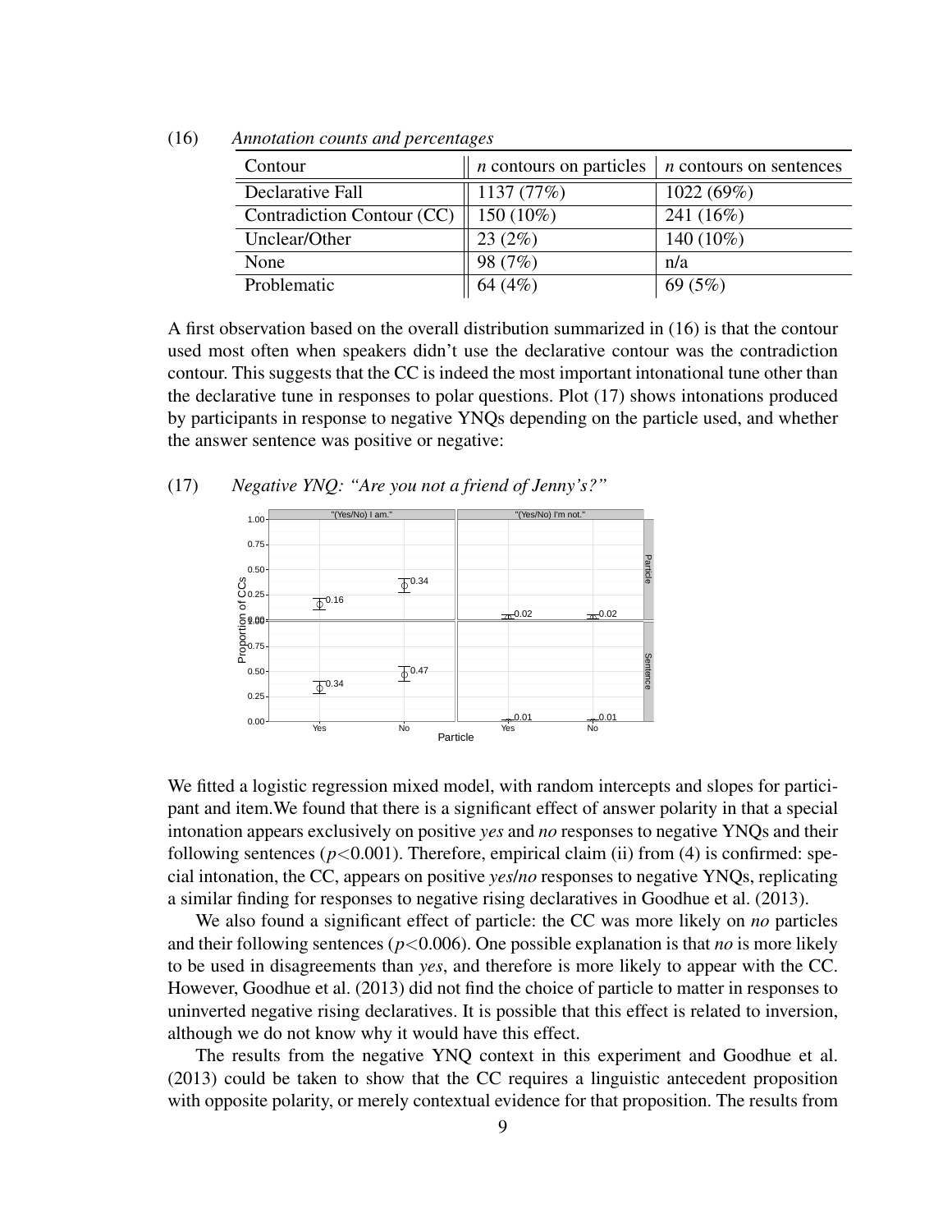(16) *Annotation counts and percentages*

| Contour | *n* contours on particles | *n* contours on sentences |
| --- | --- | --- |
| Declarative Fall | 1137 (77%) | 1022 (69%) |
| Contradiction Contour (CC) | 150 (10%) | 241 (16%) |
| Unclear/Other | 23 (2%) | 140 (10%) |
| None | 98 (7%) | n/a |
| Problematic | 64 (4%) | 69 (5%) |

A first observation based on the overall distribution summarized in (16) is that the contour used most often when speakers didn't use the declarative contour was the contradiction contour. This suggests that the CC is indeed the most important intonational tune other than the declarative tune in responses to polar questions. Plot (17) shows intonations produced by participants in response to negative YNQs depending on the particle used, and whether the answer sentence was positive or negative:

(17) *Negative YNQ: "Are you not a friend of Jenny's?"*

We fitted a logistic regression mixed model, with random intercepts and slopes for participant and item.We found that there is a significant effect of answer polarity in that a special intonation appears exclusively on positive *yes* and *no* responses to negative YNQs and their following sentences ($p<0.001$). Therefore, empirical claim (ii) from (4) is confirmed: special intonation, the CC, appears on positive *yes/no* responses to negative YNQs, replicating a similar finding for responses to negative rising declaratives in Goodhue et al. (2013).

We also found a significant effect of particle: the CC was more likely on *no* particles and their following sentences ($p<0.006$). One possible explanation is that *no* is more likely to be used in disagreements than *yes*, and therefore is more likely to appear with the CC. However, Goodhue et al. (2013) did not find the choice of particle to matter in responses to uninverted negative rising declaratives. It is possible that this effect is related to inversion, although we do not know why it would have this effect.

The results from the negative YNQ context in this experiment and Goodhue et al. (2013) could be taken to show that the CC requires a linguistic antecedent proposition with opposite polarity, or merely contextual evidence for that proposition. The results from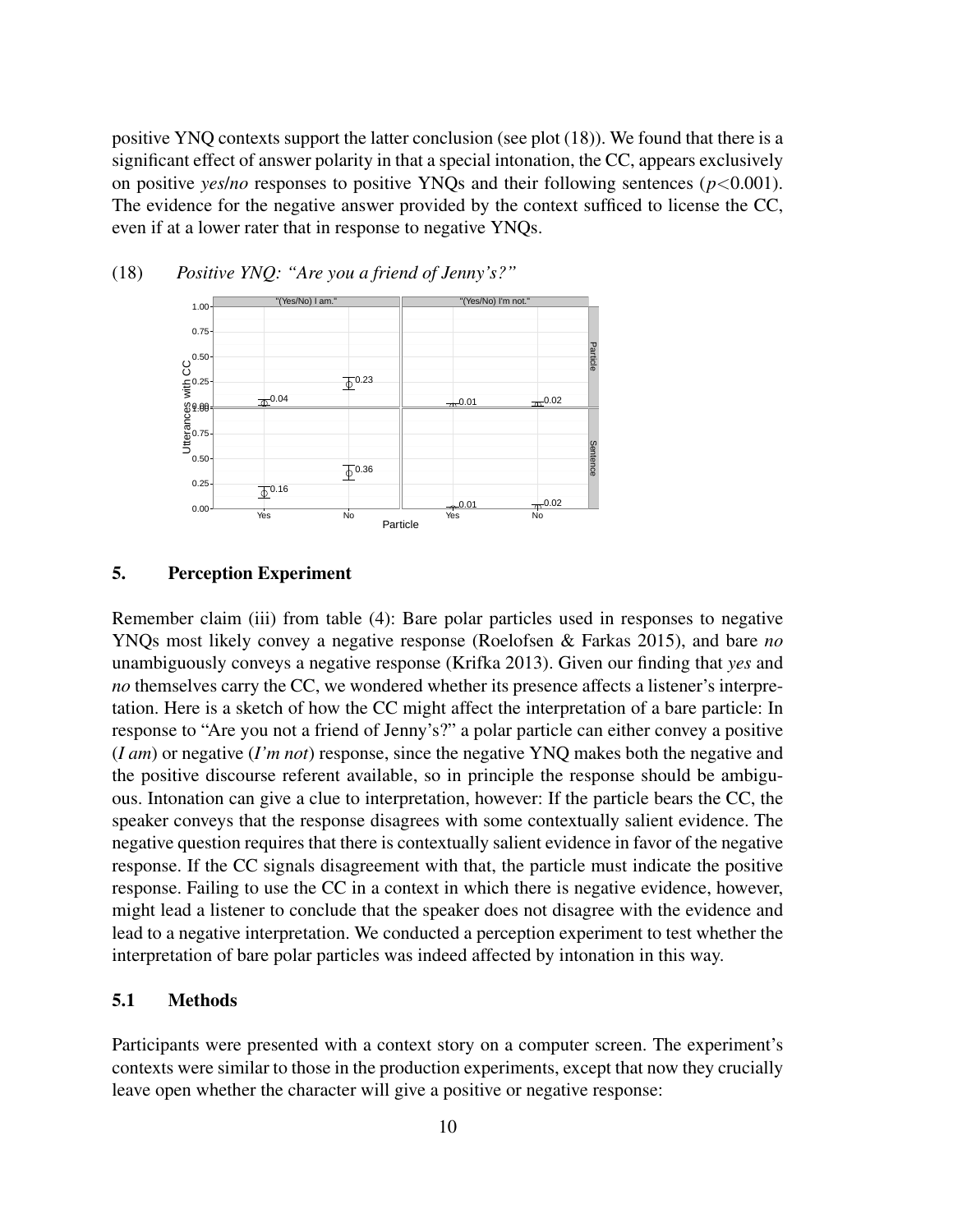positive YNQ contexts support the latter conclusion (see plot (18)). We found that there is a significant effect of answer polarity in that a special intonation, the CC, appears exclusively on positive *yes*/*no* responses to positive YNQs and their following sentences ($p<0.001$). The evidence for the negative answer provided by the context sufficed to license the CC, even if at a lower rater that in response to negative YNQs.

(18) *Positive YNQ: "Are you a friend of Jenny's?"*

## 5. Perception Experiment

Remember claim (iii) from table (4): Bare polar particles used in responses to negative YNQs most likely convey a negative response (Roelofsen & Farkas 2015), and bare *no* unambiguously conveys a negative response (Krifka 2013). Given our finding that *yes* and *no* themselves carry the CC, we wondered whether its presence affects a listener's interpretation. Here is a sketch of how the CC might affect the interpretation of a bare particle: In response to "Are you not a friend of Jenny's?" a polar particle can either convey a positive (*I am*) or negative (*I'm not*) response, since the negative YNQ makes both the negative and the positive discourse referent available, so in principle the response should be ambiguous. Intonation can give a clue to interpretation, however: If the particle bears the CC, the speaker conveys that the response disagrees with some contextually salient evidence. The negative question requires that there is contextually salient evidence in favor of the negative response. If the CC signals disagreement with that, the particle must indicate the positive response. Failing to use the CC in a context in which there is negative evidence, however, might lead a listener to conclude that the speaker does not disagree with the evidence and lead to a negative interpretation. We conducted a perception experiment to test whether the interpretation of bare polar particles was indeed affected by intonation in this way.

### 5.1 Methods

Participants were presented with a context story on a computer screen. The experiment's contexts were similar to those in the production experiments, except that now they crucially leave open whether the character will give a positive or negative response: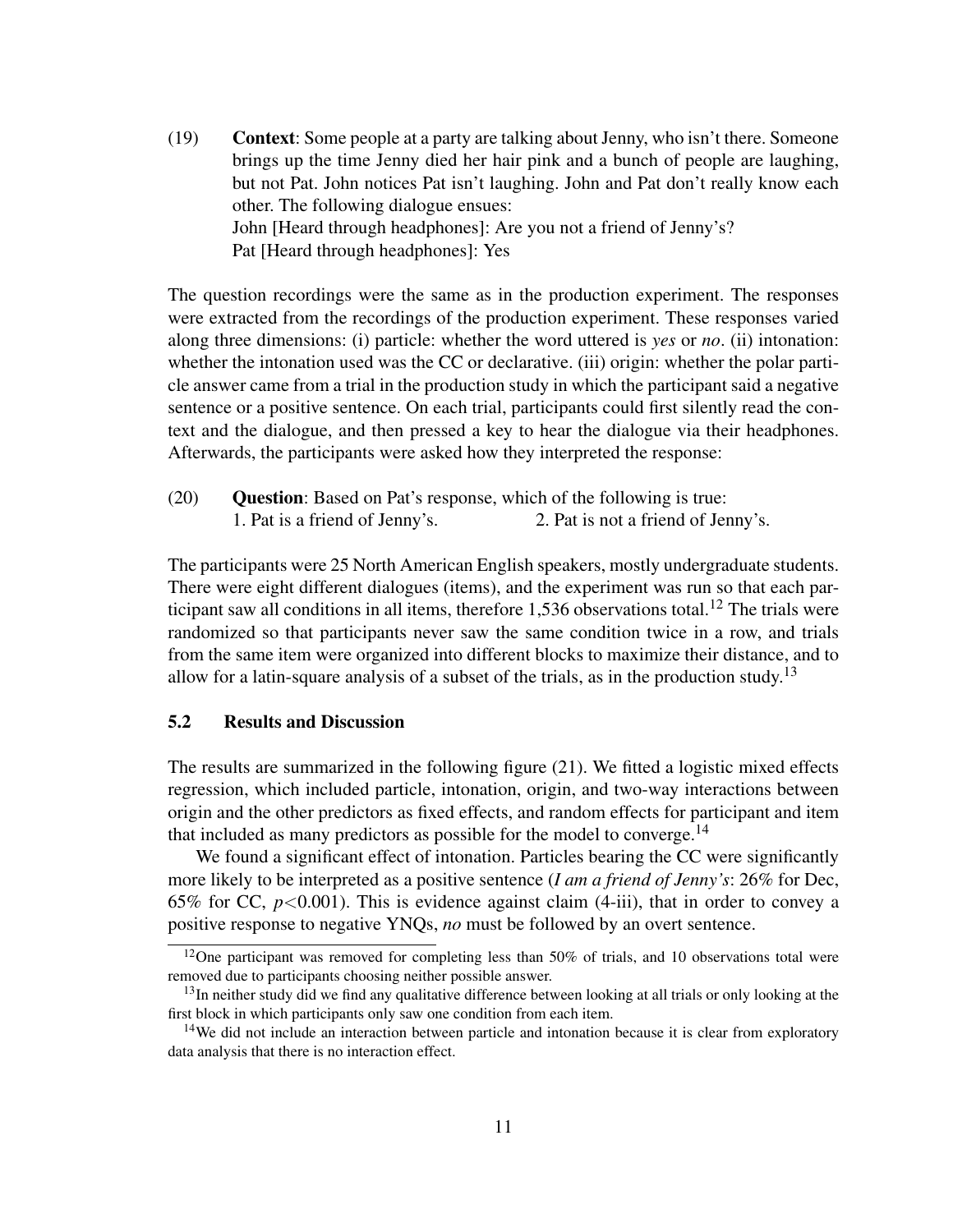(19) **Context**: Some people at a party are talking about Jenny, who isn't there. Someone brings up the time Jenny died her hair pink and a bunch of people are laughing, but not Pat. John notices Pat isn't laughing. John and Pat don't really know each other. The following dialogue ensues:
John [Heard through headphones]: Are you not a friend of Jenny's?
Pat [Heard through headphones]: Yes

The question recordings were the same as in the production experiment. The responses were extracted from the recordings of the production experiment. These responses varied along three dimensions: (i) particle: whether the word uttered is *yes* or *no*. (ii) intonation: whether the intonation used was the CC or declarative. (iii) origin: whether the polar particle answer came from a trial in the production study in which the participant said a negative sentence or a positive sentence. On each trial, participants could first silently read the context and the dialogue, and then pressed a key to hear the dialogue via their headphones. Afterwards, the participants were asked how they interpreted the response:

(20) **Question**: Based on Pat's response, which of the following is true:
1. Pat is a friend of Jenny's. 2. Pat is not a friend of Jenny's.

The participants were 25 North American English speakers, mostly undergraduate students. There were eight different dialogues (items), and the experiment was run so that each participant saw all conditions in all items, therefore 1,536 observations total.[12] The trials were randomized so that participants never saw the same condition twice in a row, and trials from the same item were organized into different blocks to maximize their distance, and to allow for a latin-square analysis of a subset of the trials, as in the production study.[13]

### 5.2 Results and Discussion

The results are summarized in the following figure (21). We fitted a logistic mixed effects regression, which included particle, intonation, origin, and two-way interactions between origin and the other predictors as fixed effects, and random effects for participant and item that included as many predictors as possible for the model to converge.[14]

We found a significant effect of intonation. Particles bearing the CC were significantly more likely to be interpreted as a positive sentence (*I am a friend of Jenny's*: 26% for Dec, 65% for CC, $p<0.001$). This is evidence against claim (4-iii), that in order to convey a positive response to negative YNQs, *no* must be followed by an overt sentence.

[12] One participant was removed for completing less than 50% of trials, and 10 observations total were removed due to participants choosing neither possible answer.

[13] In neither study did we find any qualitative difference between looking at all trials or only looking at the first block in which participants only saw one condition from each item.

[14] We did not include an interaction between particle and intonation because it is clear from exploratory data analysis that there is no interaction effect.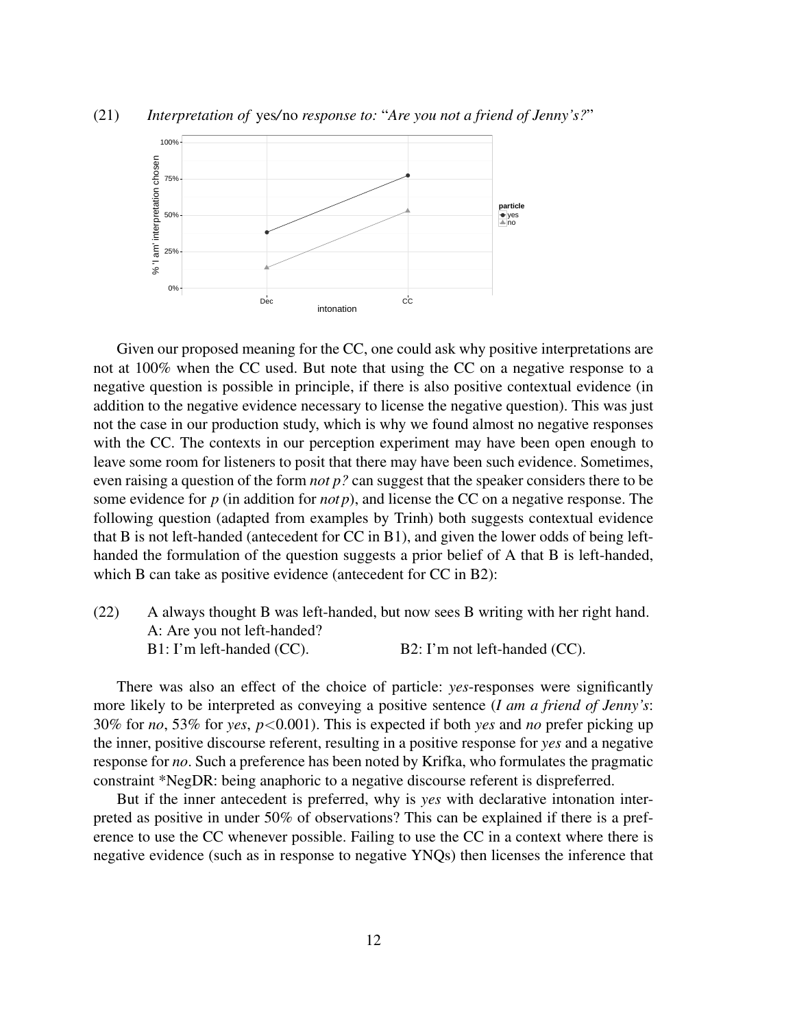(21) *Interpretation of* yes/no *response to:* "*Are you not a friend of Jenny's?*"

Given our proposed meaning for the CC, one could ask why positive interpretations are not at 100% when the CC used. But note that using the CC on a negative response to a negative question is possible in principle, if there is also positive contextual evidence (in addition to the negative evidence necessary to license the negative question). This was just not the case in our production study, which is why we found almost no negative responses with the CC. The contexts in our perception experiment may have been open enough to leave some room for listeners to posit that there may have been such evidence. Sometimes, even raising a question of the form *not p?* can suggest that the speaker considers there to be some evidence for *p* (in addition for *not p*), and license the CC on a negative response. The following question (adapted from examples by Trinh) both suggests contextual evidence that B is not left-handed (antecedent for CC in B1), and given the lower odds of being left-handed the formulation of the question suggests a prior belief of A that B is left-handed, which B can take as positive evidence (antecedent for CC in B2):

(22) A always thought B was left-handed, but now sees B writing with her right hand.
A: Are you not left-handed?
B1: I'm left-handed (CC). B2: I'm not left-handed (CC).

There was also an effect of the choice of particle: *yes*-responses were significantly more likely to be interpreted as conveying a positive sentence (*I am a friend of Jenny's*: 30% for *no*, 53% for *yes*, $p<0.001$). This is expected if both *yes* and *no* prefer picking up the inner, positive discourse referent, resulting in a positive response for *yes* and a negative response for *no*. Such a preference has been noted by Krifka, who formulates the pragmatic constraint *NegDR: being anaphoric to a negative discourse referent is dispreferred.

But if the inner antecedent is preferred, why is *yes* with declarative intonation interpreted as positive in under 50% of observations? This can be explained if there is a preference to use the CC whenever possible. Failing to use the CC in a context where there is negative evidence (such as in response to negative YNQs) then licenses the inference that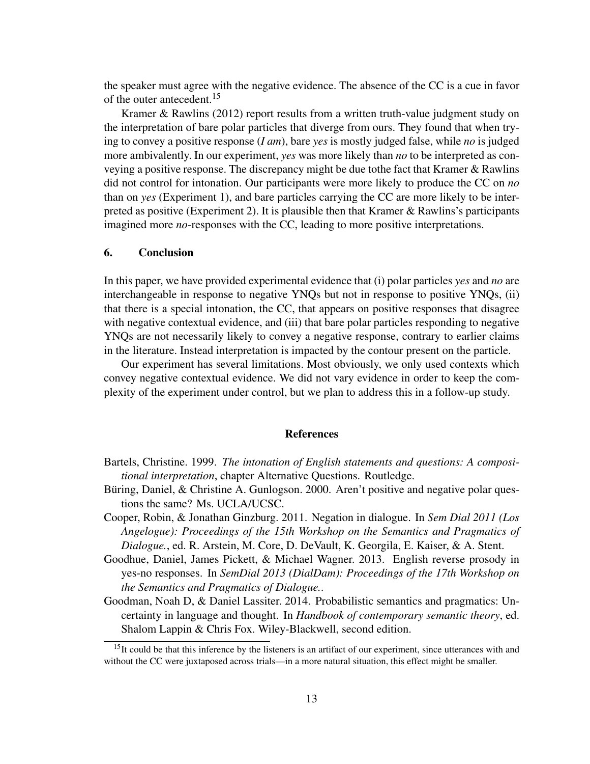the speaker must agree with the negative evidence. The absence of the CC is a cue in favor of the outer antecedent.[15]

Kramer & Rawlins (2012) report results from a written truth-value judgment study on the interpretation of bare polar particles that diverge from ours. They found that when trying to convey a positive response (*I am*), bare *yes* is mostly judged false, while *no* is judged more ambivalently. In our experiment, *yes* was more likely than *no* to be interpreted as conveying a positive response. The discrepancy might be due tothe fact that Kramer & Rawlins did not control for intonation. Our participants were more likely to produce the CC on *no* than on *yes* (Experiment 1), and bare particles carrying the CC are more likely to be interpreted as positive (Experiment 2). It is plausible then that Kramer & Rawlins's participants imagined more *no*-responses with the CC, leading to more positive interpretations.

## 6. Conclusion

In this paper, we have provided experimental evidence that (i) polar particles *yes* and *no* are interchangeable in response to negative YNQs but not in response to positive YNQs, (ii) that there is a special intonation, the CC, that appears on positive responses that disagree with negative contextual evidence, and (iii) that bare polar particles responding to negative YNQs are not necessarily likely to convey a negative response, contrary to earlier claims in the literature. Instead interpretation is impacted by the contour present on the particle.

Our experiment has several limitations. Most obviously, we only used contexts which convey negative contextual evidence. We did not vary evidence in order to keep the complexity of the experiment under control, but we plan to address this in a follow-up study.

## References

Bartels, Christine. 1999. *The intonation of English statements and questions: A compositional interpretation*, chapter Alternative Questions. Routledge.

Büring, Daniel, & Christine A. Gunlogson. 2000. Aren't positive and negative polar questions the same? Ms. UCLA/UCSC.

Cooper, Robin, & Jonathan Ginzburg. 2011. Negation in dialogue. In *Sem Dial 2011 (Los Angelogue): Proceedings of the 15th Workshop on the Semantics and Pragmatics of Dialogue.*, ed. R. Arstein, M. Core, D. DeVault, K. Georgila, E. Kaiser, & A. Stent.

Goodhue, Daniel, James Pickett, & Michael Wagner. 2013. English reverse prosody in yes-no responses. In *SemDial 2013 (DialDam): Proceedings of the 17th Workshop on the Semantics and Pragmatics of Dialogue.*.

Goodman, Noah D, & Daniel Lassiter. 2014. Probabilistic semantics and pragmatics: Uncertainty in language and thought. In *Handbook of contemporary semantic theory*, ed. Shalom Lappin & Chris Fox. Wiley-Blackwell, second edition.

[15]It could be that this inference by the listeners is an artifact of our experiment, since utterances with and without the CC were juxtaposed across trials—in a more natural situation, this effect might be smaller.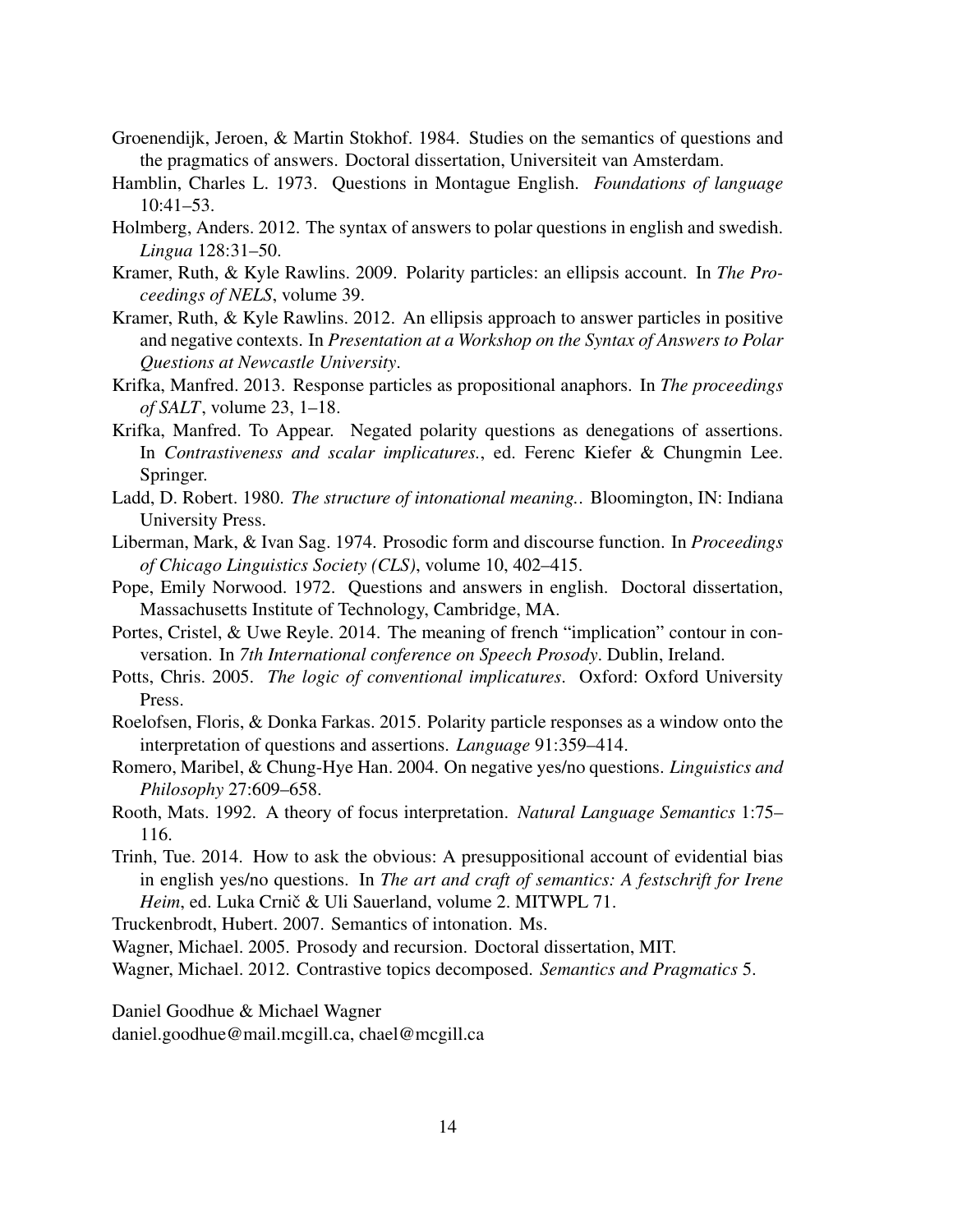Groenendijk, Jeroen, & Martin Stokhof. 1984. Studies on the semantics of questions and the pragmatics of answers. Doctoral dissertation, Universiteit van Amsterdam.

Hamblin, Charles L. 1973. Questions in Montague English. *Foundations of language* 10:41–53.

Holmberg, Anders. 2012. The syntax of answers to polar questions in english and swedish. *Lingua* 128:31–50.

Kramer, Ruth, & Kyle Rawlins. 2009. Polarity particles: an ellipsis account. In *The Proceedings of NELS*, volume 39.

Kramer, Ruth, & Kyle Rawlins. 2012. An ellipsis approach to answer particles in positive and negative contexts. In *Presentation at a Workshop on the Syntax of Answers to Polar Questions at Newcastle University*.

Krifka, Manfred. 2013. Response particles as propositional anaphors. In *The proceedings of SALT*, volume 23, 1–18.

Krifka, Manfred. To Appear. Negated polarity questions as denegations of assertions. In *Contrastiveness and scalar implicatures.*, ed. Ferenc Kiefer & Chungmin Lee. Springer.

Ladd, D. Robert. 1980. *The structure of intonational meaning.*. Bloomington, IN: Indiana University Press.

Liberman, Mark, & Ivan Sag. 1974. Prosodic form and discourse function. In *Proceedings of Chicago Linguistics Society (CLS)*, volume 10, 402–415.

Pope, Emily Norwood. 1972. Questions and answers in english. Doctoral dissertation, Massachusetts Institute of Technology, Cambridge, MA.

Portes, Cristel, & Uwe Reyle. 2014. The meaning of french "implication" contour in conversation. In *7th International conference on Speech Prosody*. Dublin, Ireland.

Potts, Chris. 2005. *The logic of conventional implicatures*. Oxford: Oxford University Press.

Roelofsen, Floris, & Donka Farkas. 2015. Polarity particle responses as a window onto the interpretation of questions and assertions. *Language* 91:359–414.

Romero, Maribel, & Chung-Hye Han. 2004. On negative yes/no questions. *Linguistics and Philosophy* 27:609–658.

Rooth, Mats. 1992. A theory of focus interpretation. *Natural Language Semantics* 1:75–116.

Trinh, Tue. 2014. How to ask the obvious: A presuppositional account of evidential bias in english yes/no questions. In *The art and craft of semantics: A festschrift for Irene Heim*, ed. Luka Crnič & Uli Sauerland, volume 2. MITWPL 71.

Truckenbrodt, Hubert. 2007. Semantics of intonation. Ms.

Wagner, Michael. 2005. Prosody and recursion. Doctoral dissertation, MIT.

Wagner, Michael. 2012. Contrastive topics decomposed. *Semantics and Pragmatics* 5.

Daniel Goodhue & Michael Wagner
daniel.goodhue@mail.mcgill.ca, chael@mcgill.ca